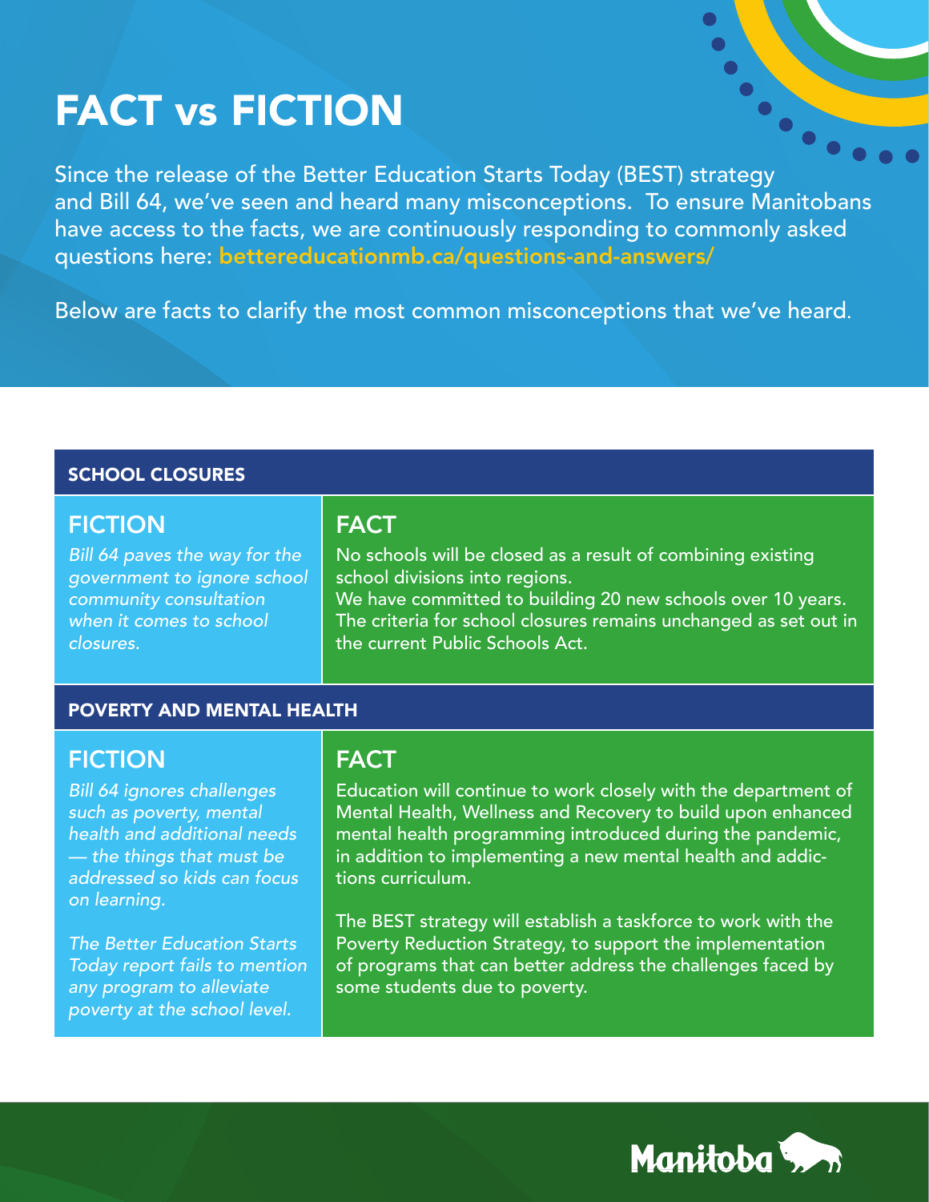# FACT vs FICTION

Since the release of the Better Education Starts Today (BEST) strategy and Bill 64, we've seen and heard many misconceptions. To ensure Manitobans have access to the facts, we are continuously responding to commonly asked questions here: **bettereducationmb.ca/questions-and-answers/**

Below are facts to clarify the most common misconceptions that we've heard.

## SCHOOL CLOSURES

| FICTION | FACT |
| --- | --- |
| *Bill 64 paves the way for the government to ignore school community consultation when it comes to school closures.* | No schools will be closed as a result of combining existing school divisions into regions.<br>We have committed to building 20 new schools over 10 years.<br>The criteria for school closures remains unchanged as set out in the current Public Schools Act. |

## POVERTY AND MENTAL HEALTH

| FICTION | FACT |
| --- | --- |
| *Bill 64 ignores challenges such as poverty, mental health and additional needs — the things that must be addressed so kids can focus on learning.*<br><br>*The Better Education Starts Today report fails to mention any program to alleviate poverty at the school level.* | Education will continue to work closely with the department of Mental Health, Wellness and Recovery to build upon enhanced mental health programming introduced during the pandemic, in addition to implementing a new mental health and addictions curriculum.<br><br>The BEST strategy will establish a taskforce to work with the Poverty Reduction Strategy, to support the implementation of programs that can better address the challenges faced by some students due to poverty. |

Manitoba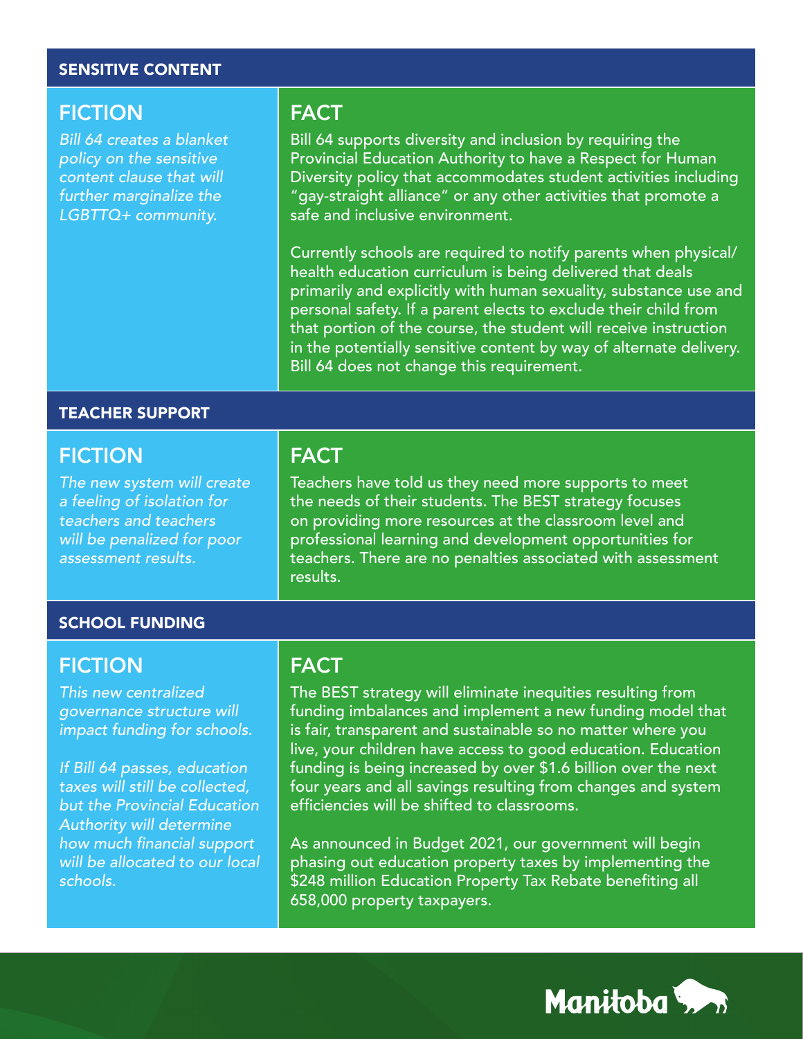## SENSITIVE CONTENT

### FICTION

*Bill 64 creates a blanket policy on the sensitive content clause that will further marginalize the LGBTTQ+ community.*

### FACT

Bill 64 supports diversity and inclusion by requiring the Provincial Education Authority to have a Respect for Human Diversity policy that accommodates student activities including "gay-straight alliance" or any other activities that promote a safe and inclusive environment.

Currently schools are required to notify parents when physical/health education curriculum is being delivered that deals primarily and explicitly with human sexuality, substance use and personal safety. If a parent elects to exclude their child from that portion of the course, the student will receive instruction in the potentially sensitive content by way of alternate delivery. Bill 64 does not change this requirement.

## TEACHER SUPPORT

### FICTION

*The new system will create a feeling of isolation for teachers and teachers will be penalized for poor assessment results.*

### FACT

Teachers have told us they need more supports to meet the needs of their students. The BEST strategy focuses on providing more resources at the classroom level and professional learning and development opportunities for teachers. There are no penalties associated with assessment results.

## SCHOOL FUNDING

### FICTION

*This new centralized governance structure will impact funding for schools.*

*If Bill 64 passes, education taxes will still be collected, but the Provincial Education Authority will determine how much financial support will be allocated to our local schools.*

### FACT

The BEST strategy will eliminate inequities resulting from funding imbalances and implement a new funding model that is fair, transparent and sustainable so no matter where you live, your children have access to good education. Education funding is being increased by over $1.6 billion over the next four years and all savings resulting from changes and system efficiencies will be shifted to classrooms.

As announced in Budget 2021, our government will begin phasing out education property taxes by implementing the $248 million Education Property Tax Rebate benefiting all 658,000 property taxpayers.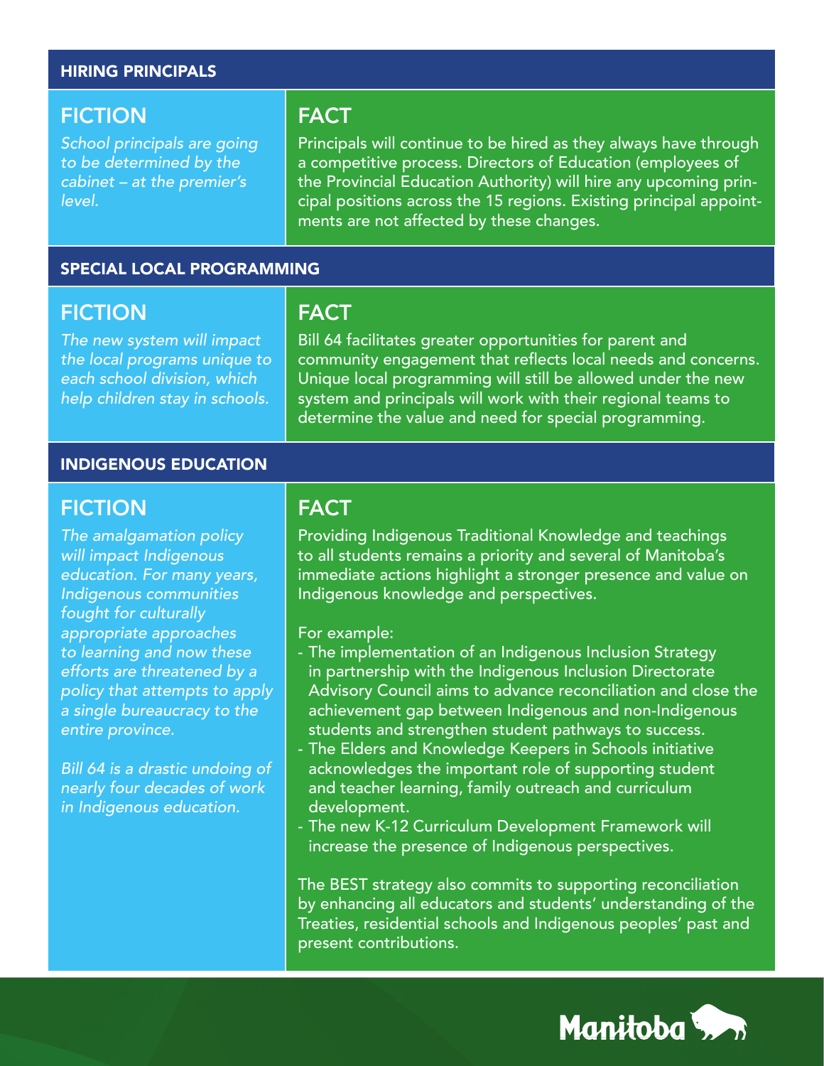## HIRING PRINCIPALS

### FICTION

*School principals are going to be determined by the cabinet – at the premier's level.*

### FACT

Principals will continue to be hired as they always have through a competitive process. Directors of Education (employees of the Provincial Education Authority) will hire any upcoming principal positions across the 15 regions. Existing principal appointments are not affected by these changes.

## SPECIAL LOCAL PROGRAMMING

### FICTION

*The new system will impact the local programs unique to each school division, which help children stay in schools.*

### FACT

Bill 64 facilitates greater opportunities for parent and community engagement that reflects local needs and concerns. Unique local programming will still be allowed under the new system and principals will work with their regional teams to determine the value and need for special programming.

## INDIGENOUS EDUCATION

### FICTION

*The amalgamation policy will impact Indigenous education. For many years, Indigenous communities fought for culturally appropriate approaches to learning and now these efforts are threatened by a policy that attempts to apply a single bureaucracy to the entire province.*

*Bill 64 is a drastic undoing of nearly four decades of work in Indigenous education.*

### FACT

Providing Indigenous Traditional Knowledge and teachings to all students remains a priority and several of Manitoba's immediate actions highlight a stronger presence and value on Indigenous knowledge and perspectives.

For example:

- The implementation of an Indigenous Inclusion Strategy in partnership with the Indigenous Inclusion Directorate Advisory Council aims to advance reconciliation and close the achievement gap between Indigenous and non-Indigenous students and strengthen student pathways to success.
- The Elders and Knowledge Keepers in Schools initiative acknowledges the important role of supporting student and teacher learning, family outreach and curriculum development.
- The new K-12 Curriculum Development Framework will increase the presence of Indigenous perspectives.

The BEST strategy also commits to supporting reconciliation by enhancing all educators and students' understanding of the Treaties, residential schools and Indigenous peoples' past and present contributions.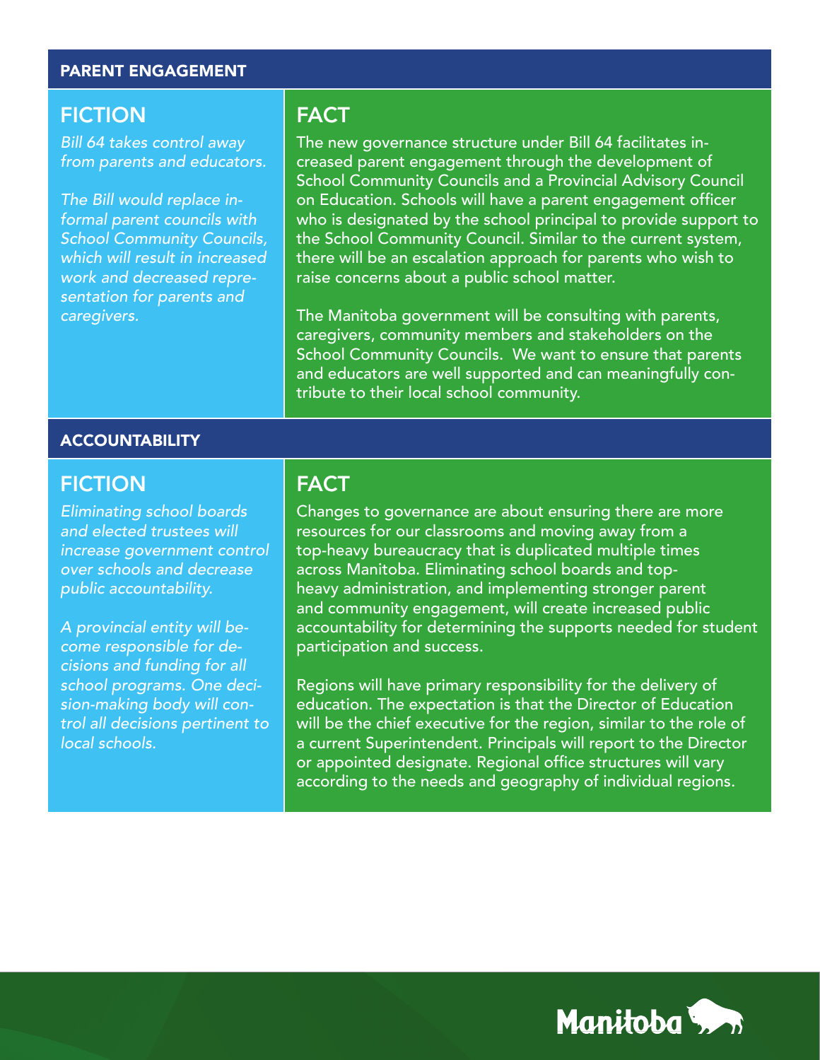## PARENT ENGAGEMENT

### FICTION

*Bill 64 takes control away from parents and educators.*

*The Bill would replace informal parent councils with School Community Councils, which will result in increased work and decreased representation for parents and caregivers.*

### FACT

The new governance structure under Bill 64 facilitates increased parent engagement through the development of School Community Councils and a Provincial Advisory Council on Education. Schools will have a parent engagement officer who is designated by the school principal to provide support to the School Community Council. Similar to the current system, there will be an escalation approach for parents who wish to raise concerns about a public school matter.

The Manitoba government will be consulting with parents, caregivers, community members and stakeholders on the School Community Councils. We want to ensure that parents and educators are well supported and can meaningfully contribute to their local school community.

## ACCOUNTABILITY

### FICTION

*Eliminating school boards and elected trustees will increase government control over schools and decrease public accountability.*

*A provincial entity will become responsible for decisions and funding for all school programs. One decision-making body will control all decisions pertinent to local schools.*

### FACT

Changes to governance are about ensuring there are more resources for our classrooms and moving away from a top-heavy bureaucracy that is duplicated multiple times across Manitoba. Eliminating school boards and top-heavy administration, and implementing stronger parent and community engagement, will create increased public accountability for determining the supports needed for student participation and success.

Regions will have primary responsibility for the delivery of education. The expectation is that the Director of Education will be the chief executive for the region, similar to the role of a current Superintendent. Principals will report to the Director or appointed designate. Regional office structures will vary according to the needs and geography of individual regions.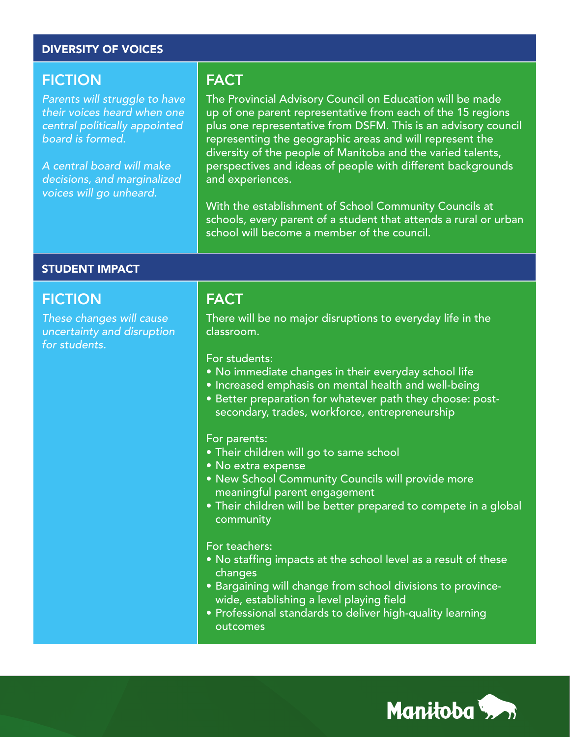## DIVERSITY OF VOICES

### FICTION

*Parents will struggle to have their voices heard when one central politically appointed board is formed.*

*A central board will make decisions, and marginalized voices will go unheard.*

### FACT

The Provincial Advisory Council on Education will be made up of one parent representative from each of the 15 regions plus one representative from DSFM. This is an advisory council representing the geographic areas and will represent the diversity of the people of Manitoba and the varied talents, perspectives and ideas of people with different backgrounds and experiences.

With the establishment of School Community Councils at schools, every parent of a student that attends a rural or urban school will become a member of the council.

## STUDENT IMPACT

### FICTION

*These changes will cause uncertainty and disruption for students.*

### FACT

There will be no major disruptions to everyday life in the classroom.

For students:

- No immediate changes in their everyday school life
- Increased emphasis on mental health and well-being
- Better preparation for whatever path they choose: post-secondary, trades, workforce, entrepreneurship

For parents:

- Their children will go to same school
- No extra expense
- New School Community Councils will provide more meaningful parent engagement
- Their children will be better prepared to compete in a global community

For teachers:

- No staffing impacts at the school level as a result of these changes
- Bargaining will change from school divisions to province-wide, establishing a level playing field
- Professional standards to deliver high-quality learning outcomes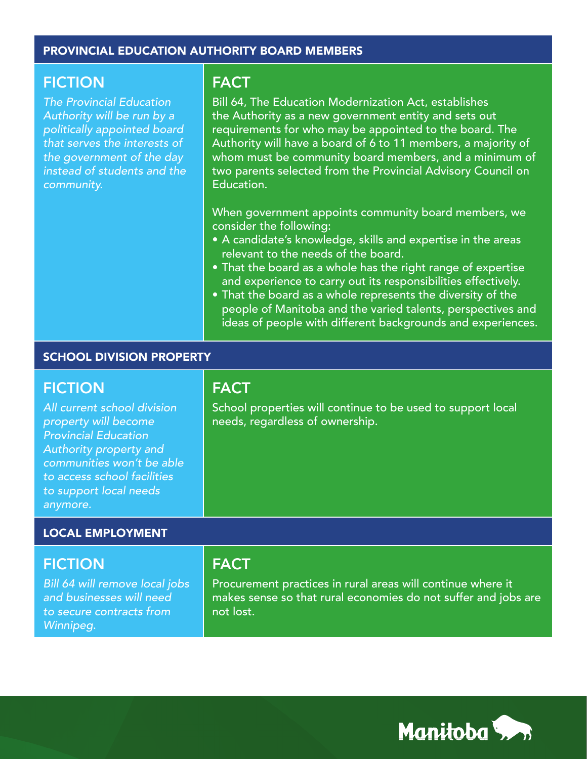## PROVINCIAL EDUCATION AUTHORITY BOARD MEMBERS

### FICTION

*The Provincial Education Authority will be run by a politically appointed board that serves the interests of the government of the day instead of students and the community.*

### FACT

Bill 64, The Education Modernization Act, establishes the Authority as a new government entity and sets out requirements for who may be appointed to the board. The Authority will have a board of 6 to 11 members, a majority of whom must be community board members, and a minimum of two parents selected from the Provincial Advisory Council on Education.

When government appoints community board members, we consider the following:

- A candidate's knowledge, skills and expertise in the areas relevant to the needs of the board.
- That the board as a whole has the right range of expertise and experience to carry out its responsibilities effectively.
- That the board as a whole represents the diversity of the people of Manitoba and the varied talents, perspectives and ideas of people with different backgrounds and experiences.

## SCHOOL DIVISION PROPERTY

### FICTION

*All current school division property will become Provincial Education Authority property and communities won't be able to access school facilities to support local needs anymore.*

### FACT

School properties will continue to be used to support local needs, regardless of ownership.

## LOCAL EMPLOYMENT

### FICTION

*Bill 64 will remove local jobs and businesses will need to secure contracts from Winnipeg.*

### FACT

Procurement practices in rural areas will continue where it makes sense so that rural economies do not suffer and jobs are not lost.

Manitoba